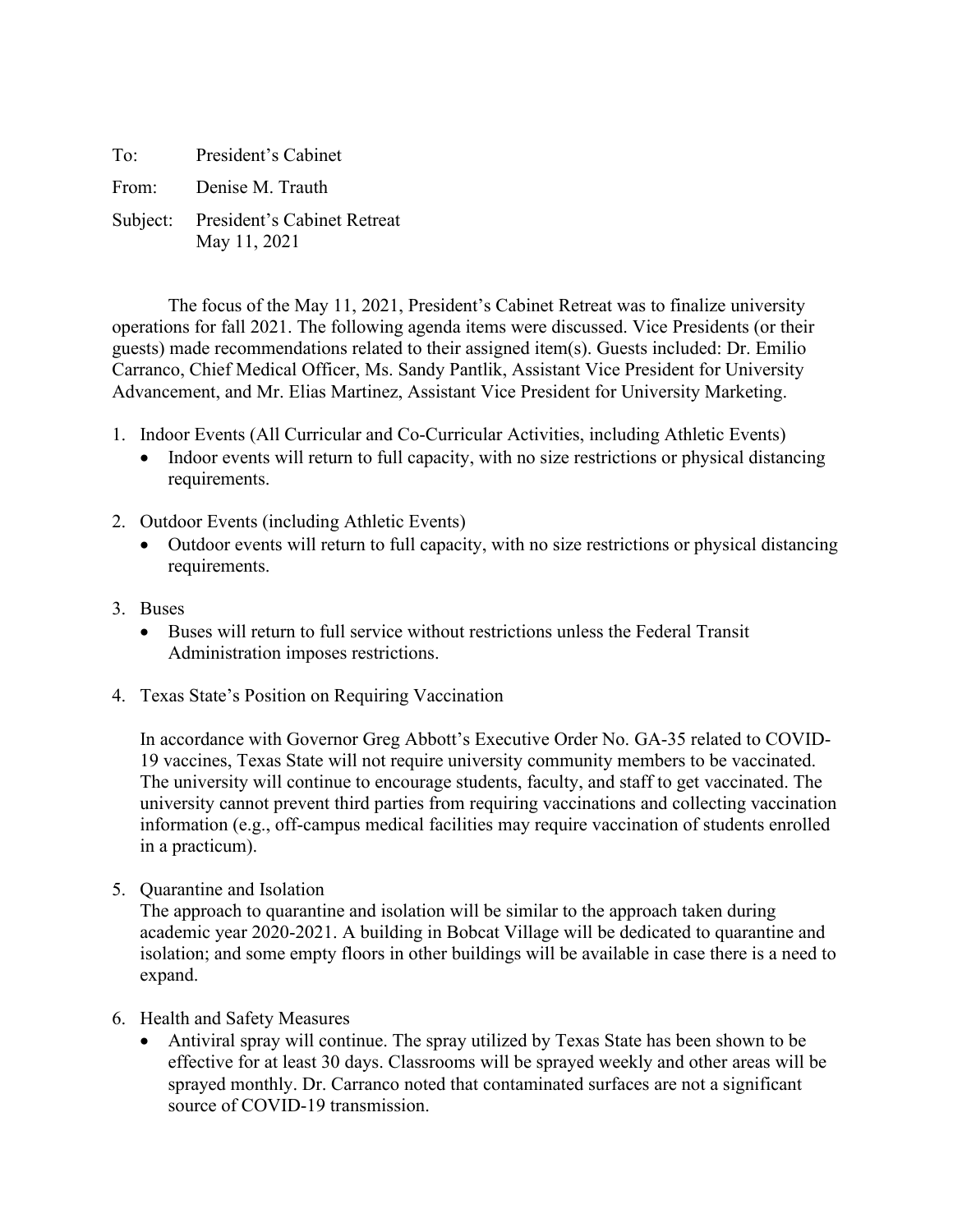To: President's Cabinet

From: Denise M. Trauth

Subject: President's Cabinet Retreat
May 11, 2021

The focus of the May 11, 2021, President's Cabinet Retreat was to finalize university operations for fall 2021. The following agenda items were discussed. Vice Presidents (or their guests) made recommendations related to their assigned item(s). Guests included: Dr. Emilio Carranco, Chief Medical Officer, Ms. Sandy Pantlik, Assistant Vice President for University Advancement, and Mr. Elias Martinez, Assistant Vice President for University Marketing.

1. Indoor Events (All Curricular and Co-Curricular Activities, including Athletic Events)
   - Indoor events will return to full capacity, with no size restrictions or physical distancing requirements.

2. Outdoor Events (including Athletic Events)
   - Outdoor events will return to full capacity, with no size restrictions or physical distancing requirements.

3. Buses
   - Buses will return to full service without restrictions unless the Federal Transit Administration imposes restrictions.

4. Texas State's Position on Requiring Vaccination

   In accordance with Governor Greg Abbott's Executive Order No. GA-35 related to COVID-19 vaccines, Texas State will not require university community members to be vaccinated. The university will continue to encourage students, faculty, and staff to get vaccinated. The university cannot prevent third parties from requiring vaccinations and collecting vaccination information (e.g., off-campus medical facilities may require vaccination of students enrolled in a practicum).

5. Quarantine and Isolation

   The approach to quarantine and isolation will be similar to the approach taken during academic year 2020-2021. A building in Bobcat Village will be dedicated to quarantine and isolation; and some empty floors in other buildings will be available in case there is a need to expand.

6. Health and Safety Measures
   - Antiviral spray will continue. The spray utilized by Texas State has been shown to be effective for at least 30 days. Classrooms will be sprayed weekly and other areas will be sprayed monthly. Dr. Carranco noted that contaminated surfaces are not a significant source of COVID-19 transmission.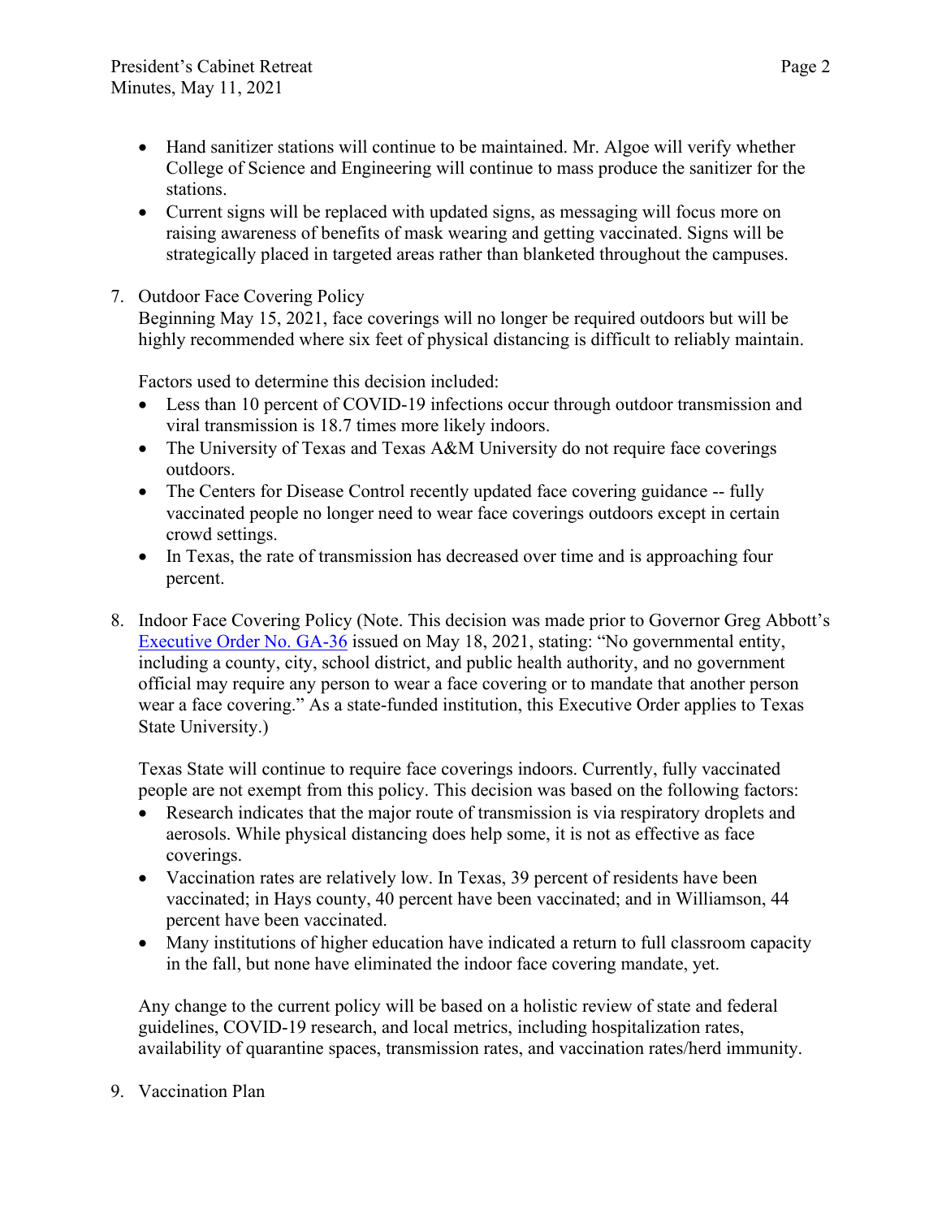- Hand sanitizer stations will continue to be maintained. Mr. Algoe will verify whether College of Science and Engineering will continue to mass produce the sanitizer for the stations.
- Current signs will be replaced with updated signs, as messaging will focus more on raising awareness of benefits of mask wearing and getting vaccinated. Signs will be strategically placed in targeted areas rather than blanketed throughout the campuses.

7. Outdoor Face Covering Policy

   Beginning May 15, 2021, face coverings will no longer be required outdoors but will be highly recommended where six feet of physical distancing is difficult to reliably maintain.

   Factors used to determine this decision included:

   - Less than 10 percent of COVID-19 infections occur through outdoor transmission and viral transmission is 18.7 times more likely indoors.
   - The University of Texas and Texas A&M University do not require face coverings outdoors.
   - The Centers for Disease Control recently updated face covering guidance -- fully vaccinated people no longer need to wear face coverings outdoors except in certain crowd settings.
   - In Texas, the rate of transmission has decreased over time and is approaching four percent.

8. Indoor Face Covering Policy (Note. This decision was made prior to Governor Greg Abbott's [Executive Order No. GA-36] issued on May 18, 2021, stating: "No governmental entity, including a county, city, school district, and public health authority, and no government official may require any person to wear a face covering or to mandate that another person wear a face covering." As a state-funded institution, this Executive Order applies to Texas State University.)

   Texas State will continue to require face coverings indoors. Currently, fully vaccinated people are not exempt from this policy. This decision was based on the following factors:

   - Research indicates that the major route of transmission is via respiratory droplets and aerosols. While physical distancing does help some, it is not as effective as face coverings.
   - Vaccination rates are relatively low. In Texas, 39 percent of residents have been vaccinated; in Hays county, 40 percent have been vaccinated; and in Williamson, 44 percent have been vaccinated.
   - Many institutions of higher education have indicated a return to full classroom capacity in the fall, but none have eliminated the indoor face covering mandate, yet.

   Any change to the current policy will be based on a holistic review of state and federal guidelines, COVID-19 research, and local metrics, including hospitalization rates, availability of quarantine spaces, transmission rates, and vaccination rates/herd immunity.

9. Vaccination Plan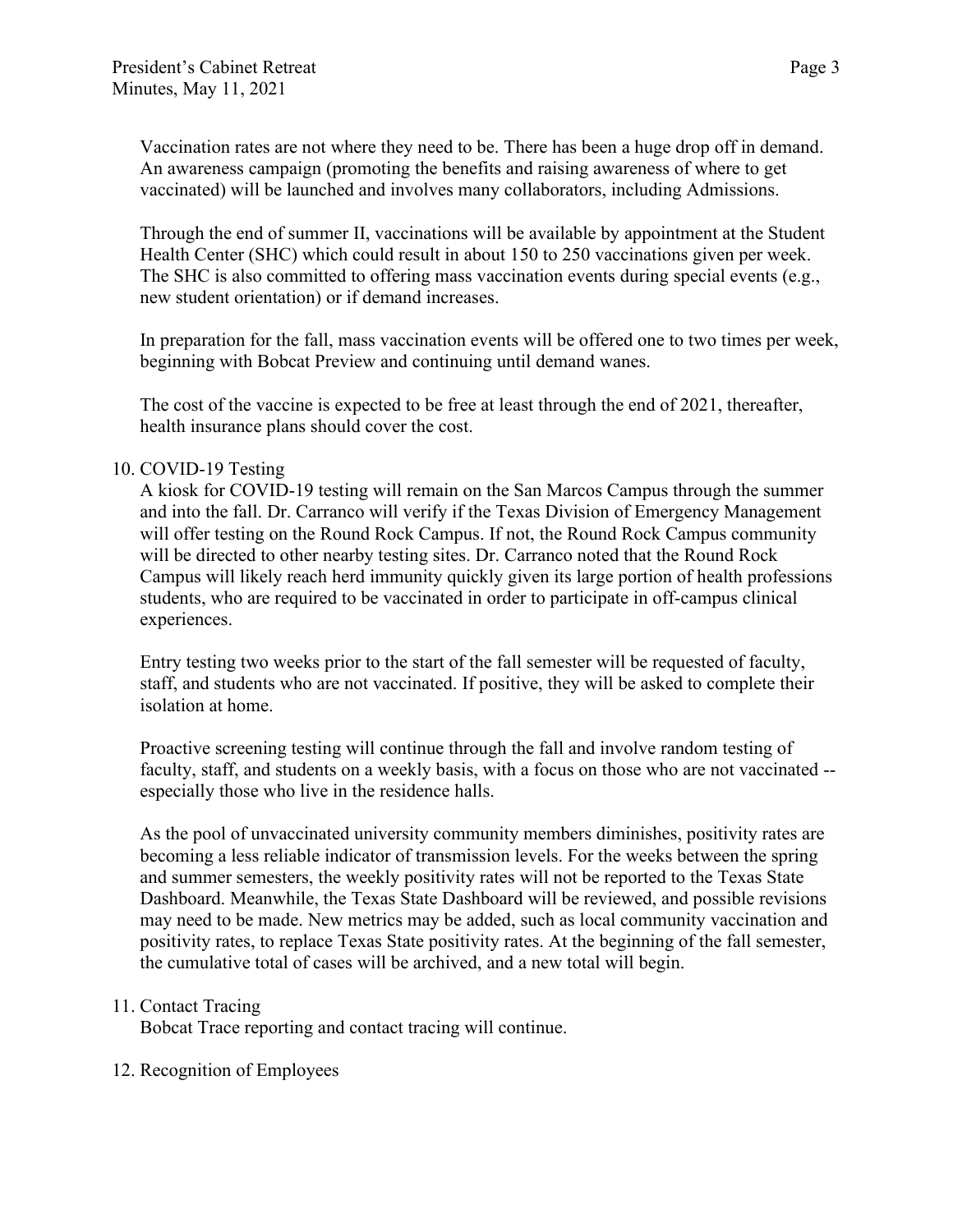Vaccination rates are not where they need to be. There has been a huge drop off in demand. An awareness campaign (promoting the benefits and raising awareness of where to get vaccinated) will be launched and involves many collaborators, including Admissions.

Through the end of summer II, vaccinations will be available by appointment at the Student Health Center (SHC) which could result in about 150 to 250 vaccinations given per week. The SHC is also committed to offering mass vaccination events during special events (e.g., new student orientation) or if demand increases.

In preparation for the fall, mass vaccination events will be offered one to two times per week, beginning with Bobcat Preview and continuing until demand wanes.

The cost of the vaccine is expected to be free at least through the end of 2021, thereafter, health insurance plans should cover the cost.

10. COVID-19 Testing

    A kiosk for COVID-19 testing will remain on the San Marcos Campus through the summer and into the fall. Dr. Carranco will verify if the Texas Division of Emergency Management will offer testing on the Round Rock Campus. If not, the Round Rock Campus community will be directed to other nearby testing sites. Dr. Carranco noted that the Round Rock Campus will likely reach herd immunity quickly given its large portion of health professions students, who are required to be vaccinated in order to participate in off-campus clinical experiences.

    Entry testing two weeks prior to the start of the fall semester will be requested of faculty, staff, and students who are not vaccinated. If positive, they will be asked to complete their isolation at home.

    Proactive screening testing will continue through the fall and involve random testing of faculty, staff, and students on a weekly basis, with a focus on those who are not vaccinated -- especially those who live in the residence halls.

    As the pool of unvaccinated university community members diminishes, positivity rates are becoming a less reliable indicator of transmission levels. For the weeks between the spring and summer semesters, the weekly positivity rates will not be reported to the Texas State Dashboard. Meanwhile, the Texas State Dashboard will be reviewed, and possible revisions may need to be made. New metrics may be added, such as local community vaccination and positivity rates, to replace Texas State positivity rates. At the beginning of the fall semester, the cumulative total of cases will be archived, and a new total will begin.

11. Contact Tracing

    Bobcat Trace reporting and contact tracing will continue.

12. Recognition of Employees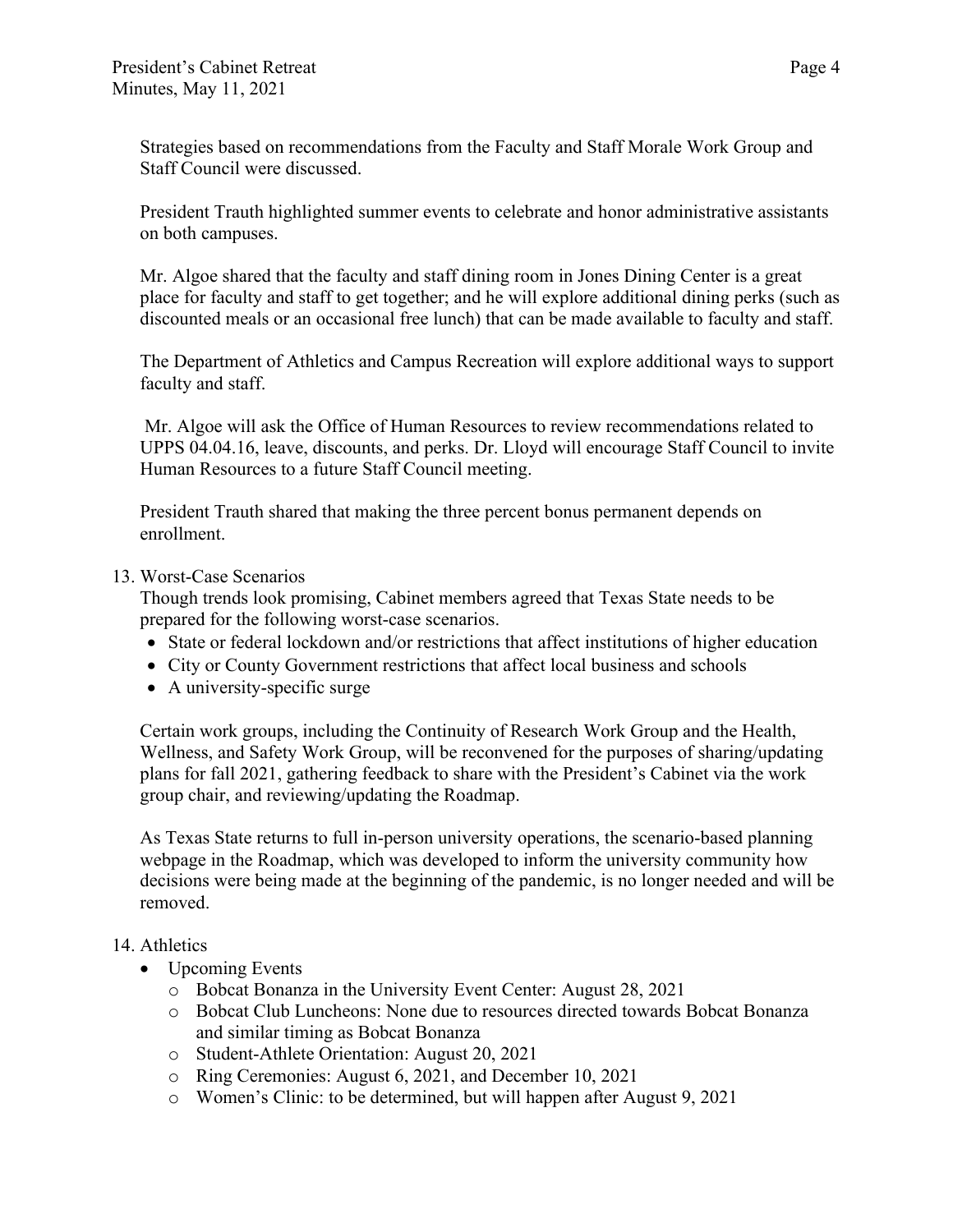Strategies based on recommendations from the Faculty and Staff Morale Work Group and Staff Council were discussed.

President Trauth highlighted summer events to celebrate and honor administrative assistants on both campuses.

Mr. Algoe shared that the faculty and staff dining room in Jones Dining Center is a great place for faculty and staff to get together; and he will explore additional dining perks (such as discounted meals or an occasional free lunch) that can be made available to faculty and staff.

The Department of Athletics and Campus Recreation will explore additional ways to support faculty and staff.

Mr. Algoe will ask the Office of Human Resources to review recommendations related to UPPS 04.04.16, leave, discounts, and perks. Dr. Lloyd will encourage Staff Council to invite Human Resources to a future Staff Council meeting.

President Trauth shared that making the three percent bonus permanent depends on enrollment.

13. Worst-Case Scenarios

Though trends look promising, Cabinet members agreed that Texas State needs to be prepared for the following worst-case scenarios.

- State or federal lockdown and/or restrictions that affect institutions of higher education
- City or County Government restrictions that affect local business and schools
- A university-specific surge

Certain work groups, including the Continuity of Research Work Group and the Health, Wellness, and Safety Work Group, will be reconvened for the purposes of sharing/updating plans for fall 2021, gathering feedback to share with the President's Cabinet via the work group chair, and reviewing/updating the Roadmap.

As Texas State returns to full in-person university operations, the scenario-based planning webpage in the Roadmap, which was developed to inform the university community how decisions were being made at the beginning of the pandemic, is no longer needed and will be removed.

14. Athletics

- Upcoming Events
  - Bobcat Bonanza in the University Event Center: August 28, 2021
  - Bobcat Club Luncheons: None due to resources directed towards Bobcat Bonanza and similar timing as Bobcat Bonanza
  - Student-Athlete Orientation: August 20, 2021
  - Ring Ceremonies: August 6, 2021, and December 10, 2021
  - Women's Clinic: to be determined, but will happen after August 9, 2021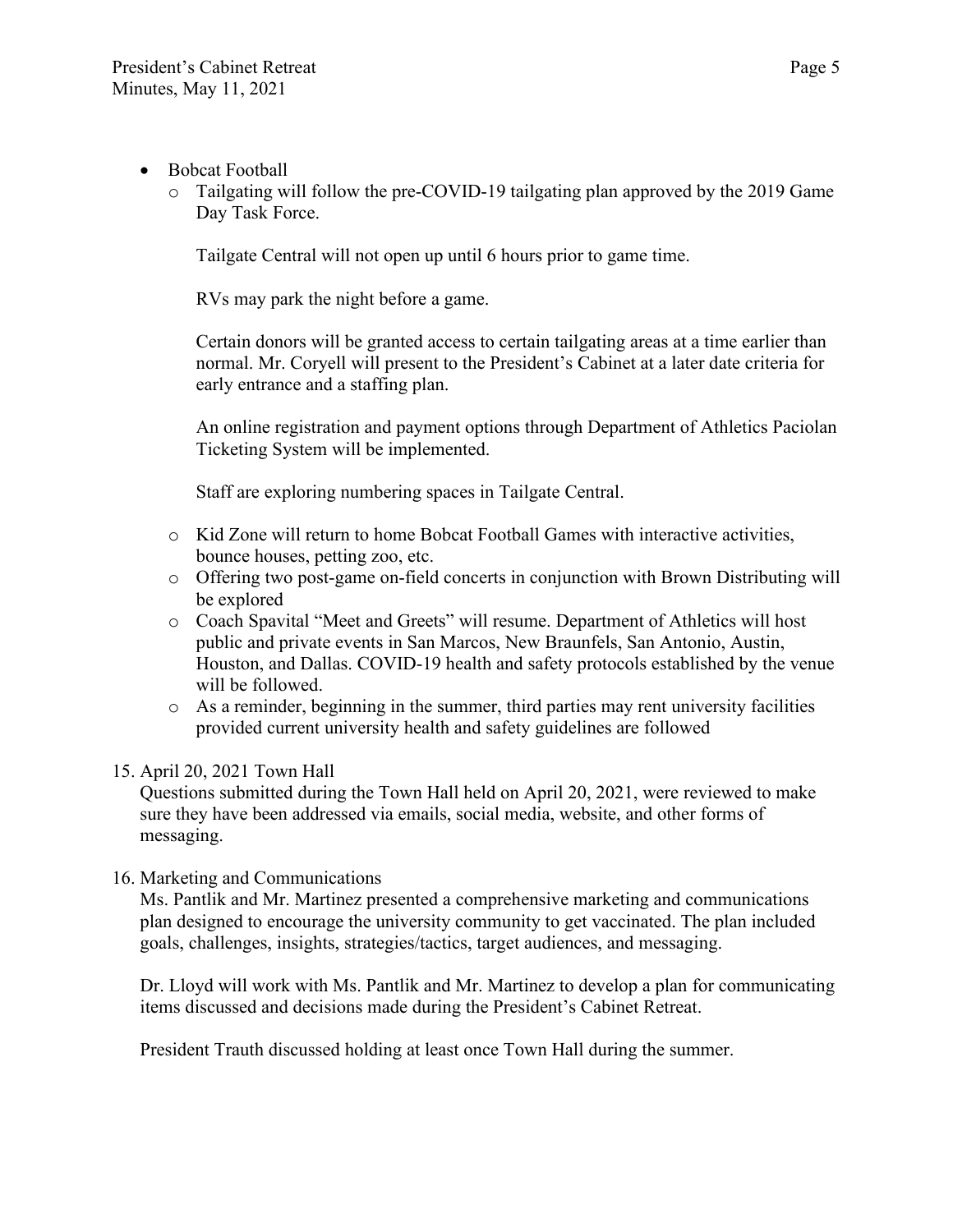- Bobcat Football
  - Tailgating will follow the pre-COVID-19 tailgating plan approved by the 2019 Game Day Task Force.

    Tailgate Central will not open up until 6 hours prior to game time.

    RVs may park the night before a game.

    Certain donors will be granted access to certain tailgating areas at a time earlier than normal. Mr. Coryell will present to the President's Cabinet at a later date criteria for early entrance and a staffing plan.

    An online registration and payment options through Department of Athletics Paciolan Ticketing System will be implemented.

    Staff are exploring numbering spaces in Tailgate Central.

  - Kid Zone will return to home Bobcat Football Games with interactive activities, bounce houses, petting zoo, etc.
  - Offering two post-game on-field concerts in conjunction with Brown Distributing will be explored
  - Coach Spavital "Meet and Greets" will resume. Department of Athletics will host public and private events in San Marcos, New Braunfels, San Antonio, Austin, Houston, and Dallas. COVID-19 health and safety protocols established by the venue will be followed.
  - As a reminder, beginning in the summer, third parties may rent university facilities provided current university health and safety guidelines are followed

15. April 20, 2021 Town Hall

    Questions submitted during the Town Hall held on April 20, 2021, were reviewed to make sure they have been addressed via emails, social media, website, and other forms of messaging.

16. Marketing and Communications

    Ms. Pantlik and Mr. Martinez presented a comprehensive marketing and communications plan designed to encourage the university community to get vaccinated. The plan included goals, challenges, insights, strategies/tactics, target audiences, and messaging.

    Dr. Lloyd will work with Ms. Pantlik and Mr. Martinez to develop a plan for communicating items discussed and decisions made during the President's Cabinet Retreat.

    President Trauth discussed holding at least once Town Hall during the summer.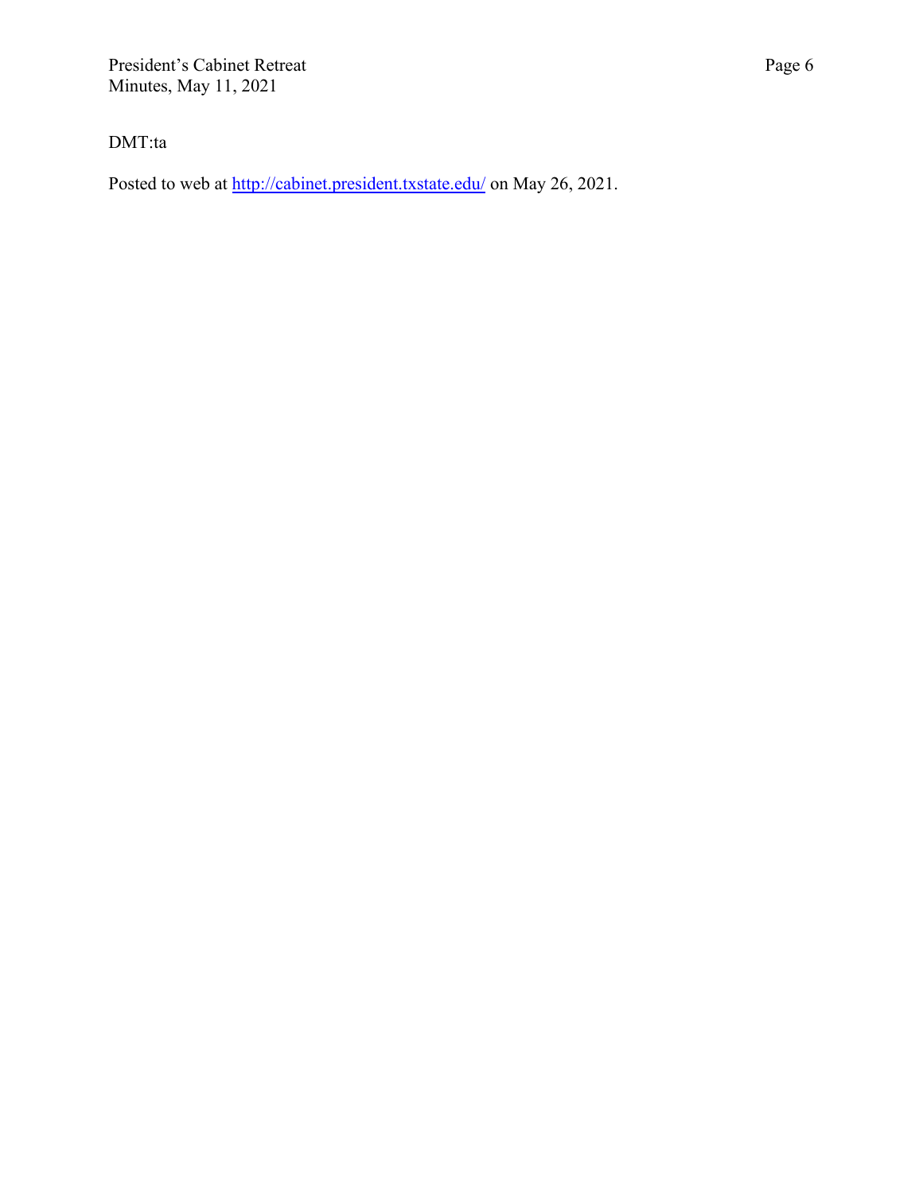DMT:ta

Posted to web at [http://cabinet.president.txstate.edu/](http://cabinet.president.txstate.edu/) on May 26, 2021.